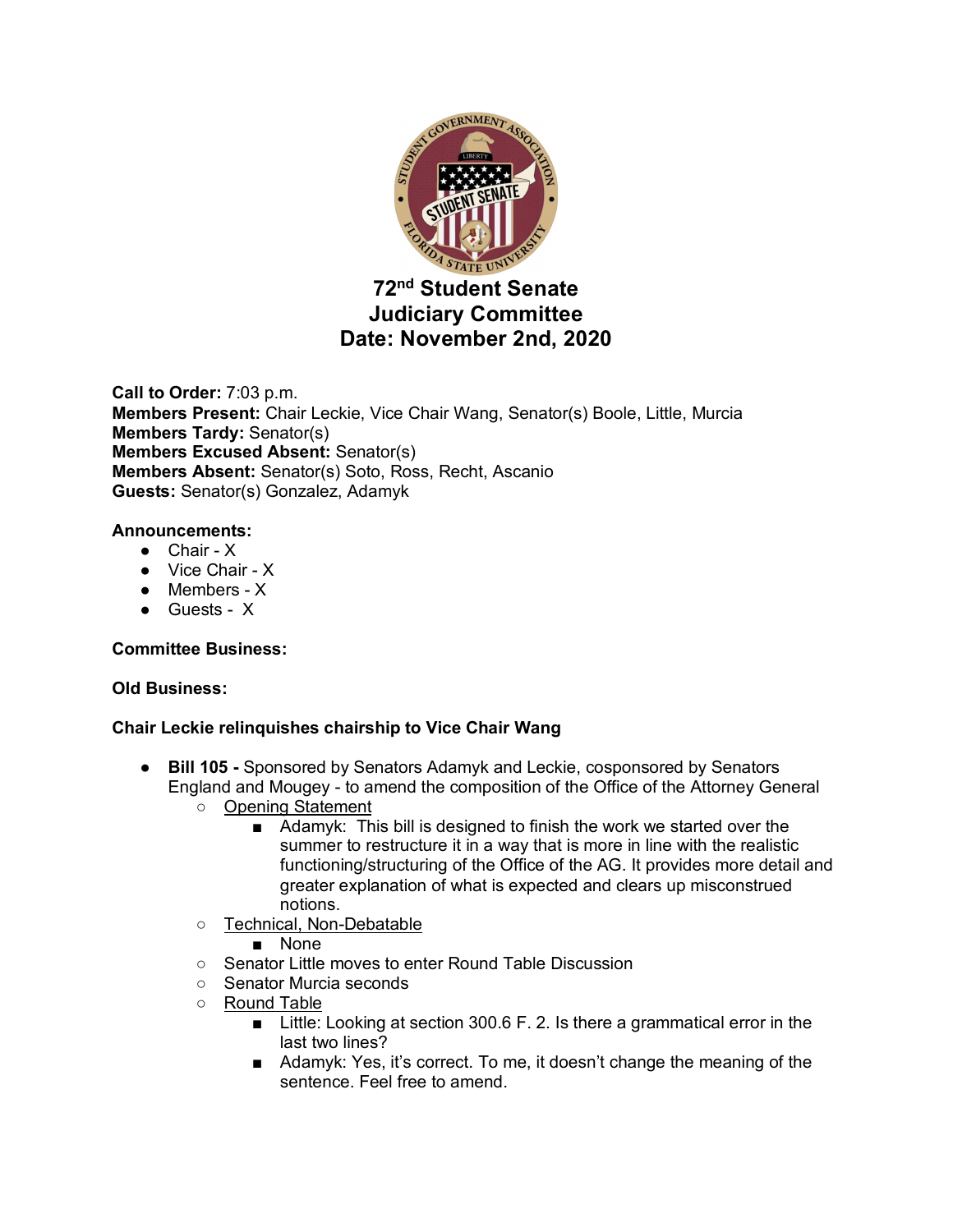# 72nd Student Senate
## Judiciary Committee
## Date: November 2nd, 2020

**Call to Order:** 7:03 p.m.
**Members Present:** Chair Leckie, Vice Chair Wang, Senator(s) Boole, Little, Murcia
**Members Tardy:** Senator(s)
**Members Excused Absent:** Senator(s)
**Members Absent:** Senator(s) Soto, Ross, Recht, Ascanio
**Guests:** Senator(s) Gonzalez, Adamyk

**Announcements:**

- Chair - X
- Vice Chair - X
- Members - X
- Guests - X

**Committee Business:**

**Old Business:**

**Chair Leckie relinquishes chairship to Vice Chair Wang**

- **Bill 105 -** Sponsored by Senators Adamyk and Leckie, cosponsored by Senators England and Mougey - to amend the composition of the Office of the Attorney General
  - Opening Statement
    - Adamyk: This bill is designed to finish the work we started over the summer to restructure it in a way that is more in line with the realistic functioning/structuring of the Office of the AG. It provides more detail and greater explanation of what is expected and clears up misconstrued notions.
  - Technical, Non-Debatable
    - None
  - Senator Little moves to enter Round Table Discussion
  - Senator Murcia seconds
  - Round Table
    - Little: Looking at section 300.6 F. 2. Is there a grammatical error in the last two lines?
    - Adamyk: Yes, it's correct. To me, it doesn't change the meaning of the sentence. Feel free to amend.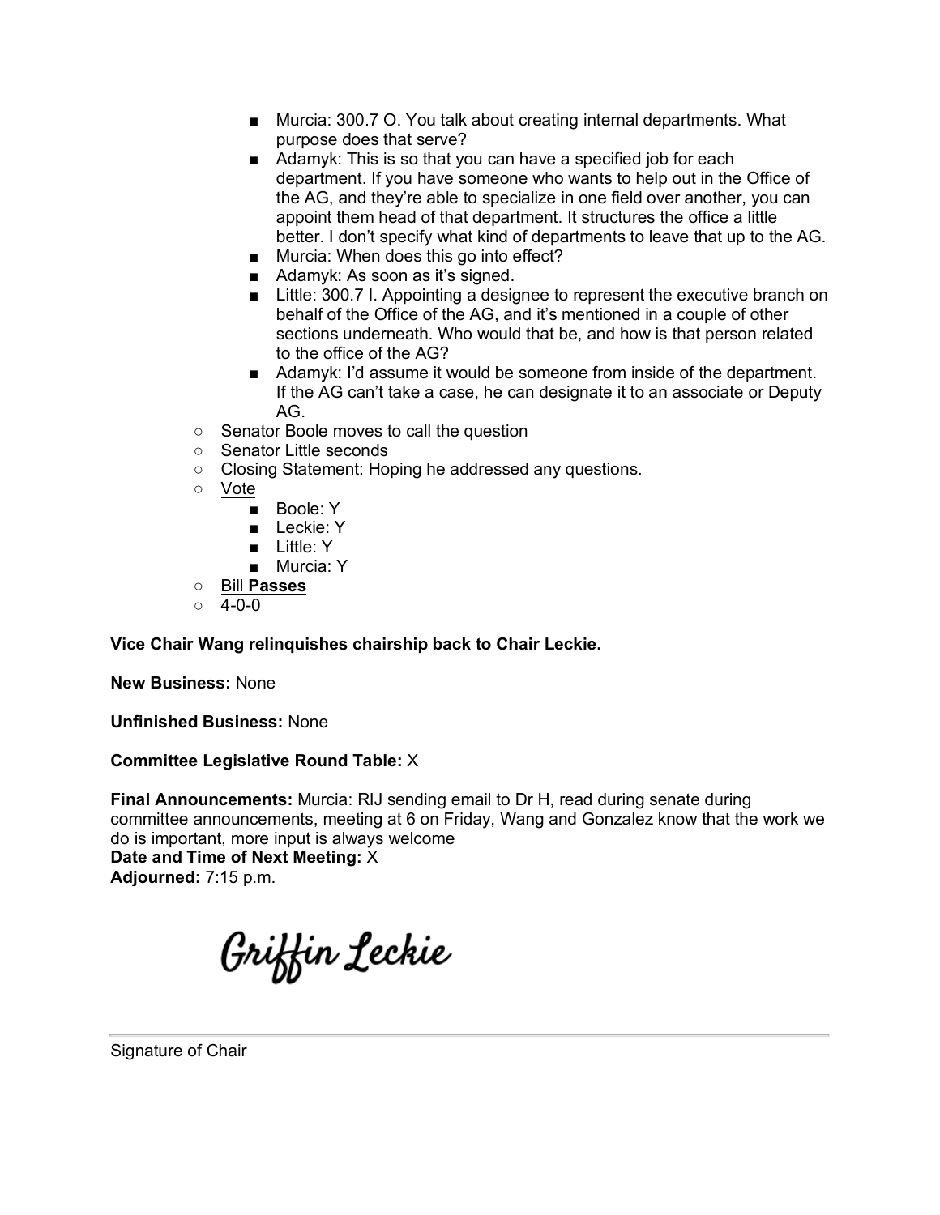- Murcia: 300.7 O. You talk about creating internal departments. What purpose does that serve?
        - Adamyk: This is so that you can have a specified job for each department. If you have someone who wants to help out in the Office of the AG, and they're able to specialize in one field over another, you can appoint them head of that department. It structures the office a little better. I don't specify what kind of departments to leave that up to the AG.
        - Murcia: When does this go into effect?
        - Adamyk: As soon as it's signed.
        - Little: 300.7 I. Appointing a designee to represent the executive branch on behalf of the Office of the AG, and it's mentioned in a couple of other sections underneath. Who would that be, and how is that person related to the office of the AG?
        - Adamyk: I'd assume it would be someone from inside of the department. If the AG can't take a case, he can designate it to an associate or Deputy AG.
    - Senator Boole moves to call the question
    - Senator Little seconds
    - Closing Statement: Hoping he addressed any questions.
    - Vote
        - Boole: Y
        - Leckie: Y
        - Little: Y
        - Murcia: Y
    - Bill **Passes**
    - 4-0-0

**Vice Chair Wang relinquishes chairship back to Chair Leckie.**

**New Business:** None

**Unfinished Business:** None

**Committee Legislative Round Table:** X

**Final Announcements:** Murcia: RIJ sending email to Dr H, read during senate during committee announcements, meeting at 6 on Friday, Wang and Gonzalez know that the work we do is important, more input is always welcome
**Date and Time of Next Meeting:** X
**Adjourned:** 7:15 p.m.

Griffin Leckie

Signature of Chair